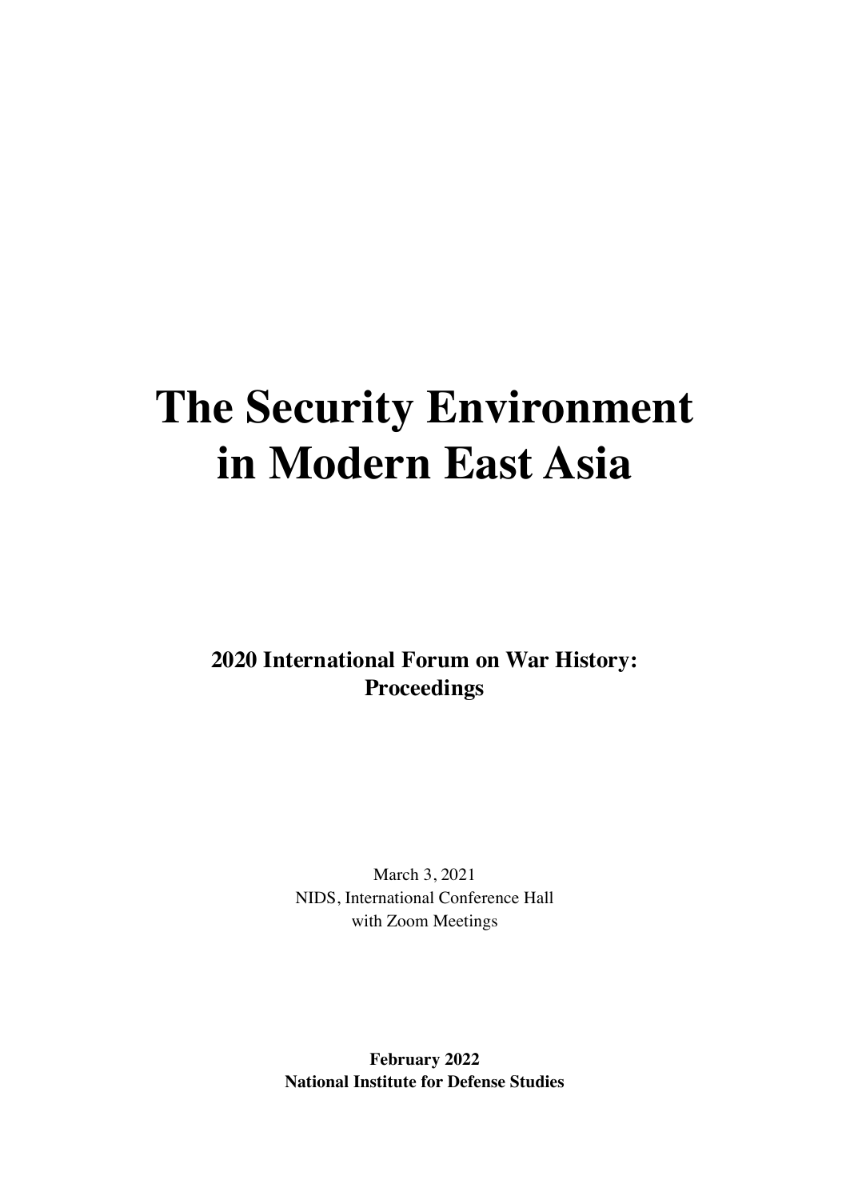# The Security Environment in Modern East Asia

**2020 International Forum on War History: Proceedings**

March 3, 2021
NIDS, International Conference Hall
with Zoom Meetings

**February 2022**
**National Institute for Defense Studies**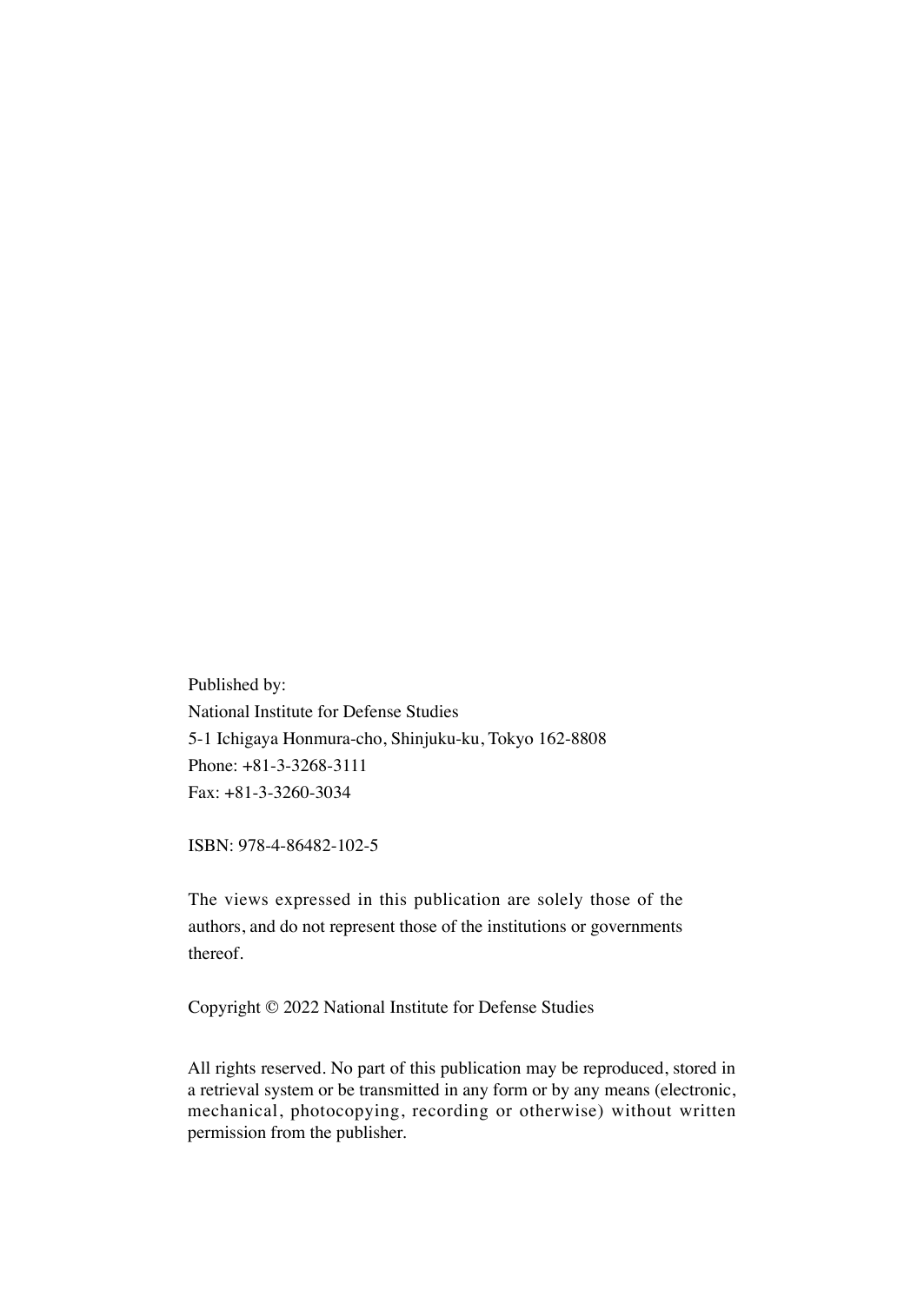Published by:
National Institute for Defense Studies
5-1 Ichigaya Honmura-cho, Shinjuku-ku, Tokyo 162-8808
Phone: +81-3-3268-3111
Fax: +81-3-3260-3034

ISBN: 978-4-86482-102-5

The views expressed in this publication are solely those of the authors, and do not represent those of the institutions or governments thereof.

Copyright © 2022 National Institute for Defense Studies

All rights reserved. No part of this publication may be reproduced, stored in a retrieval system or be transmitted in any form or by any means (electronic, mechanical, photocopying, recording or otherwise) without written permission from the publisher.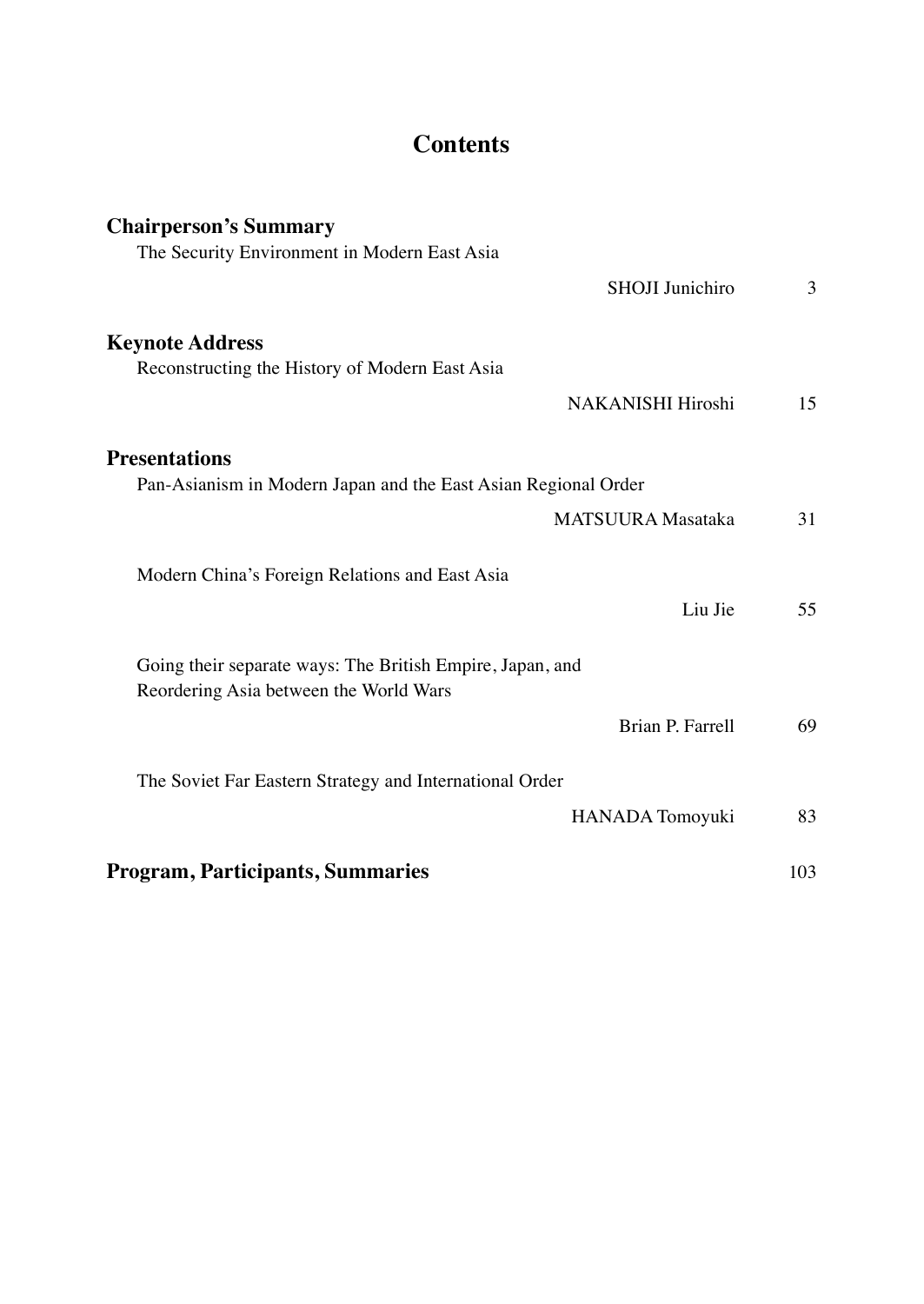# Contents

## Chairperson's Summary

The Security Environment in Modern East Asia

SHOJI Junichiro 3

## Keynote Address

Reconstructing the History of Modern East Asia

NAKANISHI Hiroshi 15

## Presentations

Pan-Asianism in Modern Japan and the East Asian Regional Order

MATSUURA Masataka 31

Modern China's Foreign Relations and East Asia

Liu Jie 55

Going their separate ways: The British Empire, Japan, and Reordering Asia between the World Wars

Brian P. Farrell 69

The Soviet Far Eastern Strategy and International Order

HANADA Tomoyuki 83

## Program, Participants, Summaries 103